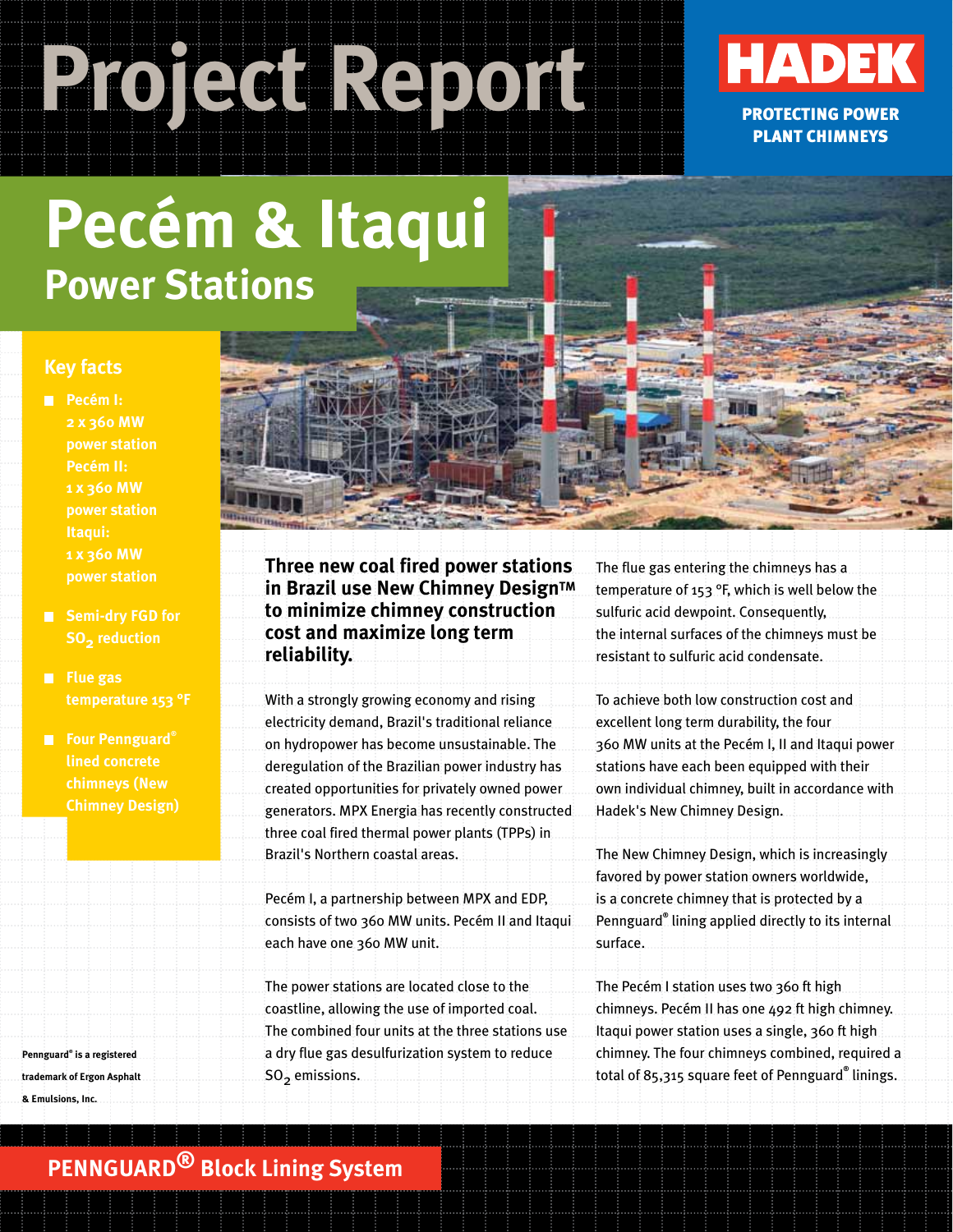# Project Report

**HADEK**

**PROTECTING POWER PLANT CHIMNEYS**

# Pecém & Itaqui

## Power Stations

### Key facts

- **Pecém I: 2 x 360 MW power station Pecém II: 1 x 360 MW power station Itaqui: 1 x 360 MW power station**
- **Semi-dry FGD for $SO_2$ reduction**
- **Flue gas temperature 153 °F**
- **Four Pennguard® lined concrete chimneys (New Chimney Design)**

Pennguard® is a registered trademark of Ergon Asphalt & Emulsions, Inc.

**Three new coal fired power stations in Brazil use New Chimney Design™ to minimize chimney construction cost and maximize long term reliability.**

With a strongly growing economy and rising electricity demand, Brazil's traditional reliance on hydropower has become unsustainable. The deregulation of the Brazilian power industry has created opportunities for privately owned power generators. MPX Energia has recently constructed three coal fired thermal power plants (TPPs) in Brazil's Northern coastal areas.

Pecém I, a partnership between MPX and EDP, consists of two 360 MW units. Pecém II and Itaqui each have one 360 MW unit.

The power stations are located close to the coastline, allowing the use of imported coal. The combined four units at the three stations use a dry flue gas desulfurization system to reduce $SO_2$ emissions.

The flue gas entering the chimneys has a temperature of 153 °F, which is well below the sulfuric acid dewpoint. Consequently, the internal surfaces of the chimneys must be resistant to sulfuric acid condensate.

To achieve both low construction cost and excellent long term durability, the four 360 MW units at the Pecém I, II and Itaqui power stations have each been equipped with their own individual chimney, built in accordance with Hadek's New Chimney Design.

The New Chimney Design, which is increasingly favored by power station owners worldwide, is a concrete chimney that is protected by a Pennguard® lining applied directly to its internal surface.

The Pecém I station uses two 360 ft high chimneys. Pecém II has one 492 ft high chimney. Itaqui power station uses a single, 360 ft high chimney. The four chimneys combined, required a total of 85,315 square feet of Pennguard® linings.

**PENNGUARD® Block Lining System**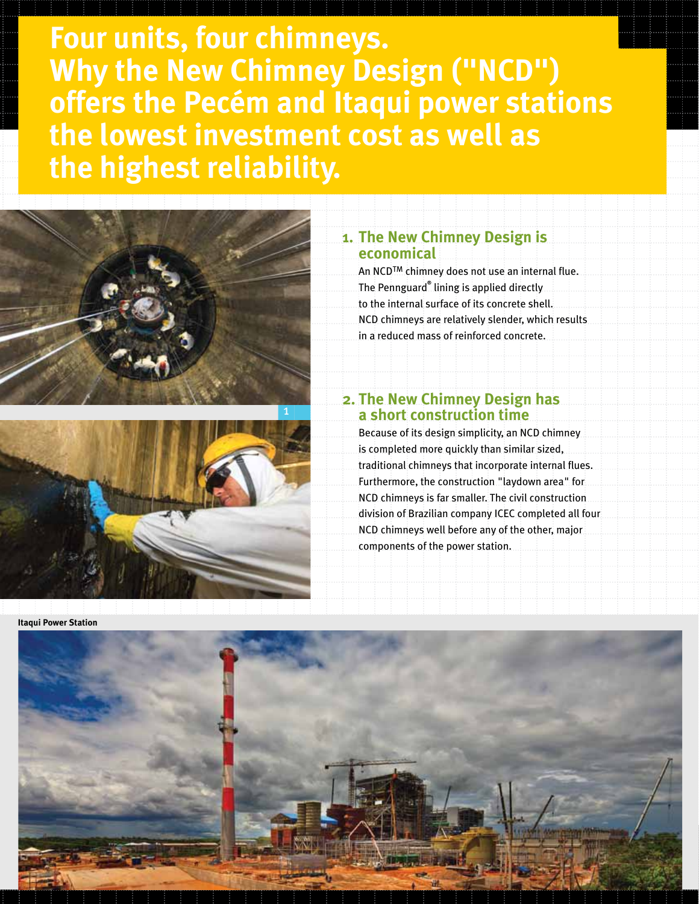# Four units, four chimneys. Why the New Chimney Design ("NCD") offers the Pecém and Itaqui power stations the lowest investment cost as well as the highest reliability.

1

## 1. The New Chimney Design is economical

An NCD™ chimney does not use an internal flue. The Pennguard® lining is applied directly to the internal surface of its concrete shell. NCD chimneys are relatively slender, which results in a reduced mass of reinforced concrete.

## 2. The New Chimney Design has a short construction time

Because of its design simplicity, an NCD chimney is completed more quickly than similar sized, traditional chimneys that incorporate internal flues. Furthermore, the construction "laydown area" for NCD chimneys is far smaller. The civil construction division of Brazilian company ICEC completed all four NCD chimneys well before any of the other, major components of the power station.

**Itaqui Power Station**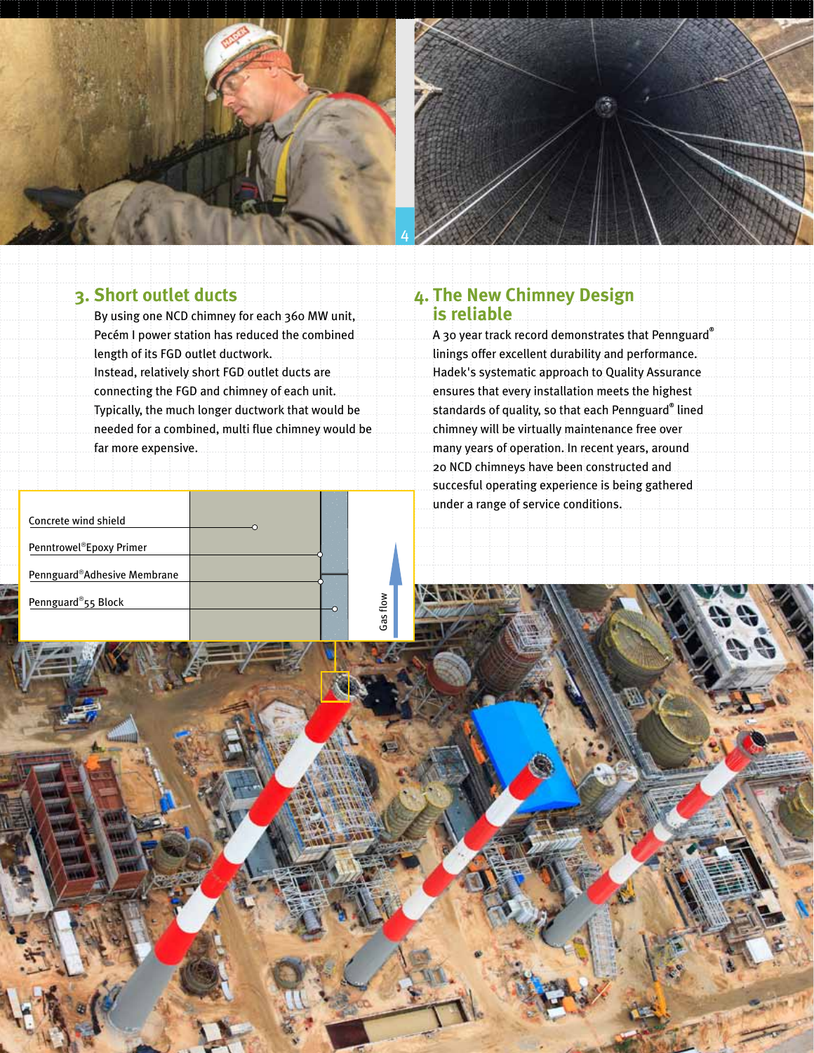## 3. Short outlet ducts

By using one NCD chimney for each 360 MW unit, Pecém I power station has reduced the combined length of its FGD outlet ductwork.
Instead, relatively short FGD outlet ducts are connecting the FGD and chimney of each unit. Typically, the much longer ductwork that would be needed for a combined, multi flue chimney would be far more expensive.

Concrete wind shield

Penntrowel® Epoxy Primer

Pennguard® Adhesive Membrane

Pennguard® 55 Block

Gas flow

## 4. The New Chimney Design is reliable

A 30 year track record demonstrates that Pennguard® linings offer excellent durability and performance. Hadek's systematic approach to Quality Assurance ensures that every installation meets the highest standards of quality, so that each Pennguard® lined chimney will be virtually maintenance free over many years of operation. In recent years, around 20 NCD chimneys have been constructed and succesful operating experience is being gathered under a range of service conditions.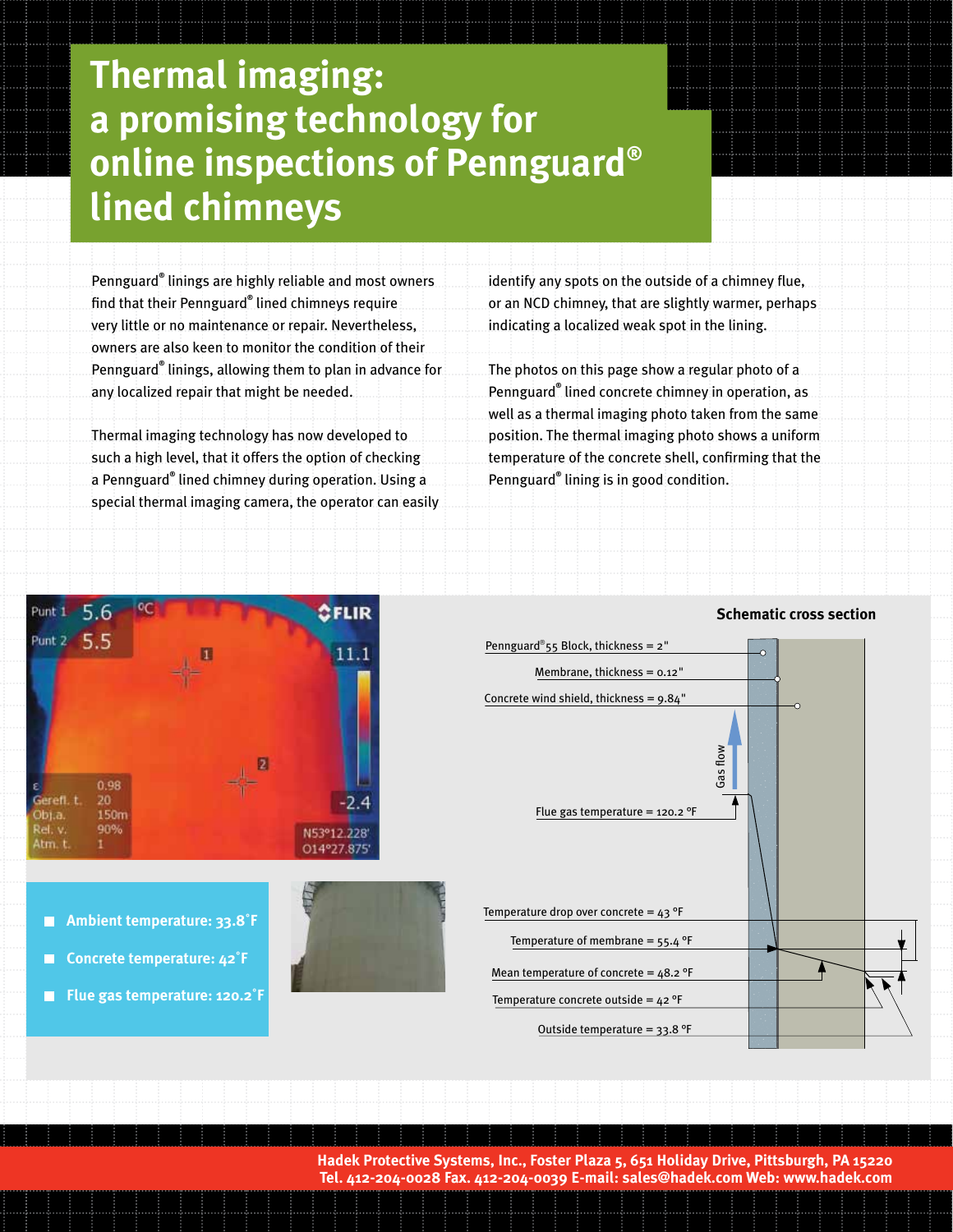# Thermal imaging: a promising technology for online inspections of Pennguard® lined chimneys

Pennguard® linings are highly reliable and most owners find that their Pennguard® lined chimneys require very little or no maintenance or repair. Nevertheless, owners are also keen to monitor the condition of their Pennguard® linings, allowing them to plan in advance for any localized repair that might be needed.

Thermal imaging technology has now developed to such a high level, that it offers the option of checking a Pennguard® lined chimney during operation. Using a special thermal imaging camera, the operator can easily identify any spots on the outside of a chimney flue, or an NCD chimney, that are slightly warmer, perhaps indicating a localized weak spot in the lining.

The photos on this page show a regular photo of a Pennguard® lined concrete chimney in operation, as well as a thermal imaging photo taken from the same position. The thermal imaging photo shows a uniform temperature of the concrete shell, confirming that the Pennguard® lining is in good condition.

Punt 1 5.6 °C
Punt 2 5.5
FLIR
11.1
-2.4
ε 0.98
Gerefl. t. 20
Obj.a. 150m
Rel. v. 90%
Atm. t. 1
N53°12.228'
O14°27.875'

- Ambient temperature: 33.8˚F
- Concrete temperature: 42˚F
- Flue gas temperature: 120.2˚F

**Schematic cross section**

Pennguard®55 Block, thickness = 2"
Membrane, thickness = 0.12"
Concrete wind shield, thickness = 9.84"
Gas flow
Flue gas temperature = 120.2 °F
Temperature drop over concrete = 43 °F
Temperature of membrane = 55.4 °F
Mean temperature of concrete = 48.2 °F
Temperature concrete outside = 42 °F
Outside temperature = 33.8 °F

**Hadek Protective Systems, Inc., Foster Plaza 5, 651 Holiday Drive, Pittsburgh, PA 15220**
**Tel. 412-204-0028 Fax. 412-204-0039 E-mail: sales@hadek.com Web: www.hadek.com**